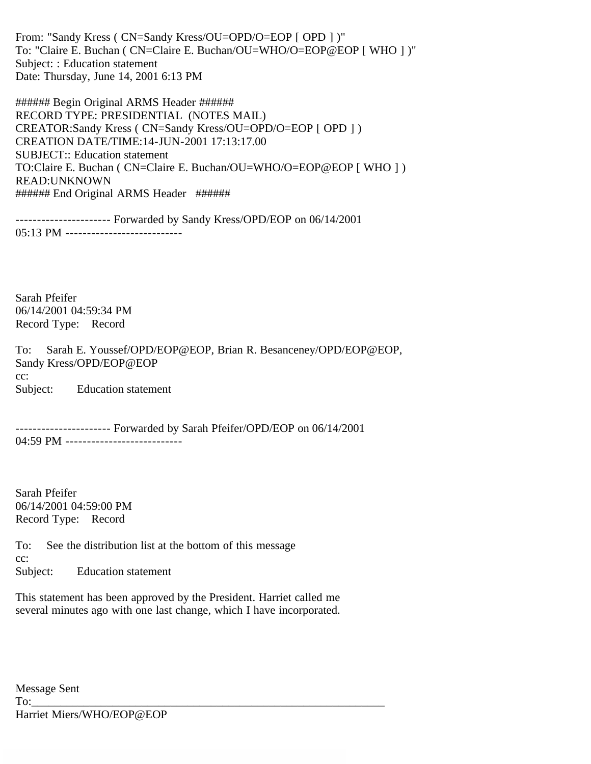From: "Sandy Kress ( CN=Sandy Kress/OU=OPD/O=EOP [ OPD ] )"
To: "Claire E. Buchan ( CN=Claire E. Buchan/OU=WHO/O=EOP@EOP [ WHO ] )"
Subject: : Education statement
Date: Thursday, June 14, 2001 6:13 PM

###### Begin Original ARMS Header ######
RECORD TYPE: PRESIDENTIAL (NOTES MAIL)
CREATOR:Sandy Kress ( CN=Sandy Kress/OU=OPD/O=EOP [ OPD ] )
CREATION DATE/TIME:14-JUN-2001 17:13:17.00
SUBJECT:: Education statement
TO:Claire E. Buchan ( CN=Claire E. Buchan/OU=WHO/O=EOP@EOP [ WHO ] )
READ:UNKNOWN
###### End Original ARMS Header ######

---------------------- Forwarded by Sandy Kress/OPD/EOP on 06/14/2001 05:13 PM ---------------------------

Sarah Pfeifer
06/14/2001 04:59:34 PM
Record Type: Record

To: Sarah E. Youssef/OPD/EOP@EOP, Brian R. Besanceney/OPD/EOP@EOP, Sandy Kress/OPD/EOP@EOP
cc:
Subject: Education statement

---------------------- Forwarded by Sarah Pfeifer/OPD/EOP on 06/14/2001 04:59 PM ---------------------------

Sarah Pfeifer
06/14/2001 04:59:00 PM
Record Type: Record

To: See the distribution list at the bottom of this message
cc:
Subject: Education statement

This statement has been approved by the President. Harriet called me several minutes ago with one last change, which I have incorporated.

Message Sent
To:_______________________________________________________________
Harriet Miers/WHO/EOP@EOP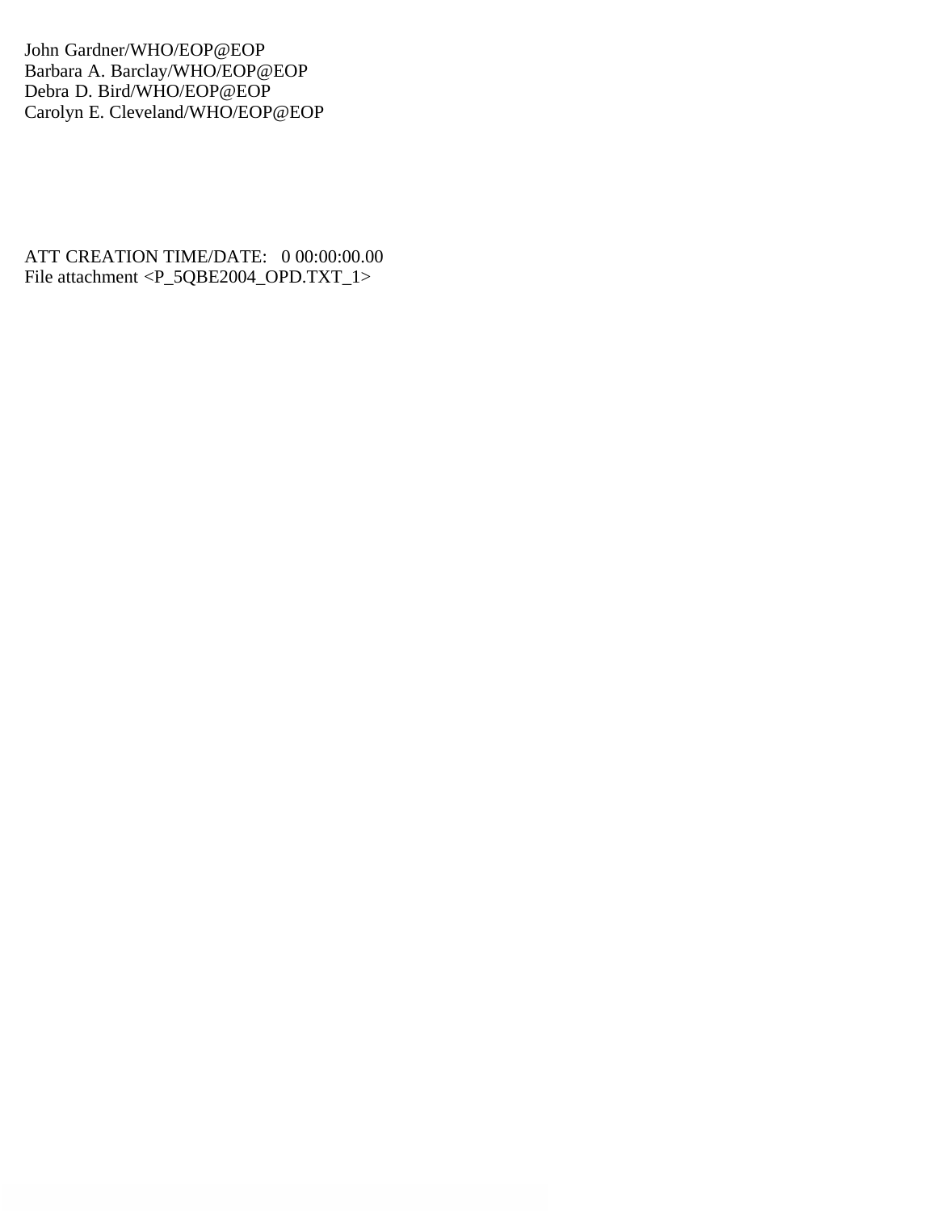John Gardner/WHO/EOP@EOP
Barbara A. Barclay/WHO/EOP@EOP
Debra D. Bird/WHO/EOP@EOP
Carolyn E. Cleveland/WHO/EOP@EOP

ATT CREATION TIME/DATE: 0 00:00:00.00
File attachment <P_5QBE2004_OPD.TXT_1>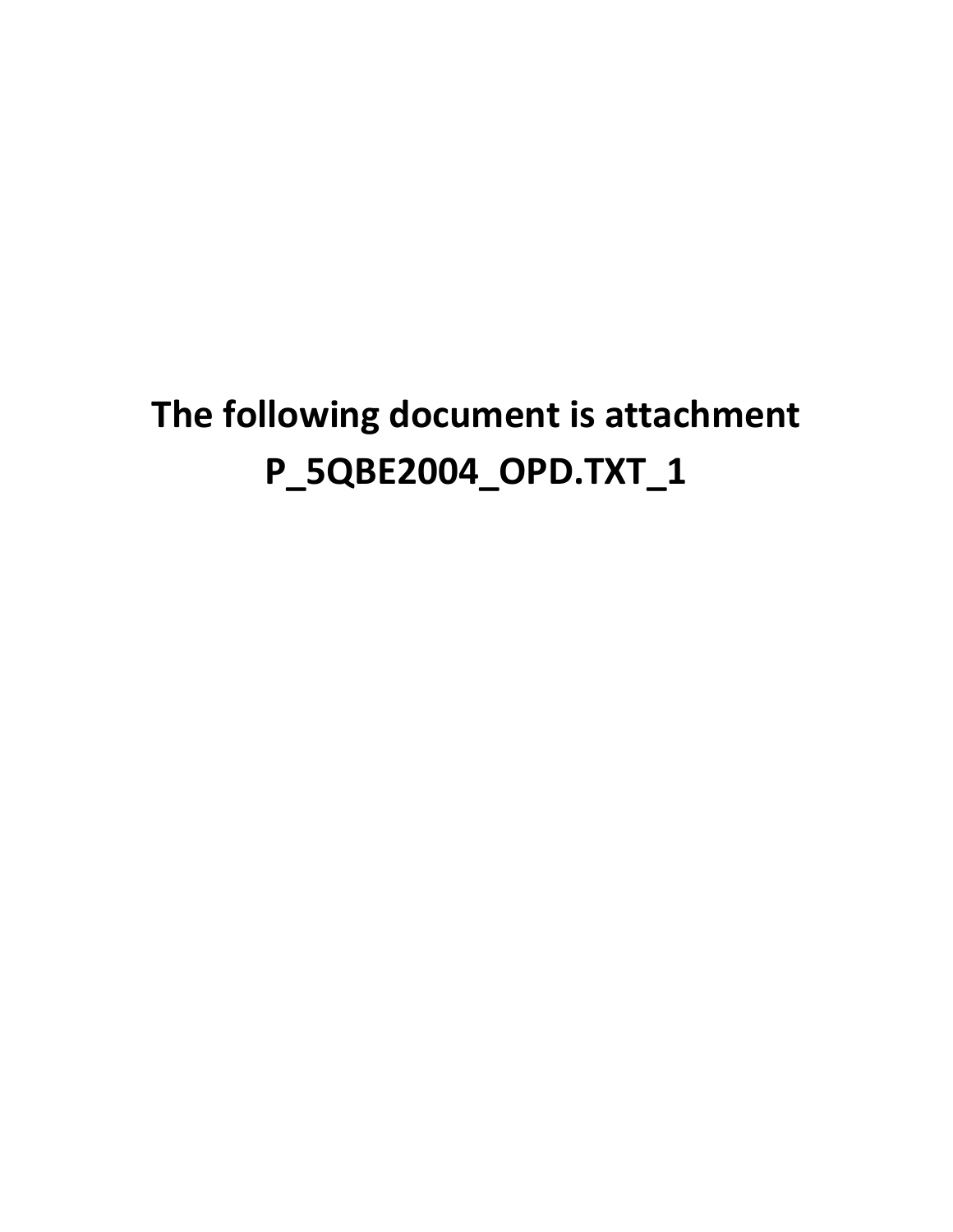**The following document is attachment P_5QBE2004_OPD.TXT_1**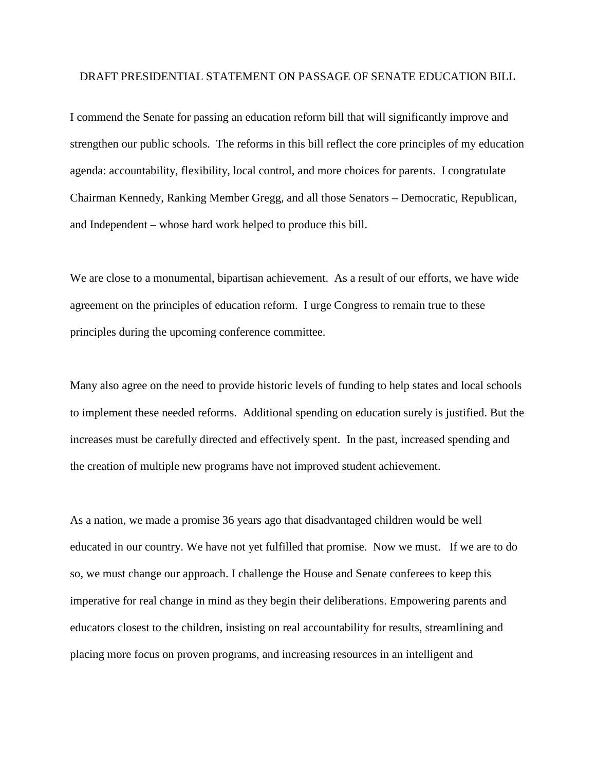DRAFT PRESIDENTIAL STATEMENT ON PASSAGE OF SENATE EDUCATION BILL

I commend the Senate for passing an education reform bill that will significantly improve and strengthen our public schools. The reforms in this bill reflect the core principles of my education agenda: accountability, flexibility, local control, and more choices for parents. I congratulate Chairman Kennedy, Ranking Member Gregg, and all those Senators – Democratic, Republican, and Independent – whose hard work helped to produce this bill.

We are close to a monumental, bipartisan achievement. As a result of our efforts, we have wide agreement on the principles of education reform. I urge Congress to remain true to these principles during the upcoming conference committee.

Many also agree on the need to provide historic levels of funding to help states and local schools to implement these needed reforms. Additional spending on education surely is justified. But the increases must be carefully directed and effectively spent. In the past, increased spending and the creation of multiple new programs have not improved student achievement.

As a nation, we made a promise 36 years ago that disadvantaged children would be well educated in our country. We have not yet fulfilled that promise. Now we must. If we are to do so, we must change our approach. I challenge the House and Senate conferees to keep this imperative for real change in mind as they begin their deliberations. Empowering parents and educators closest to the children, insisting on real accountability for results, streamlining and placing more focus on proven programs, and increasing resources in an intelligent and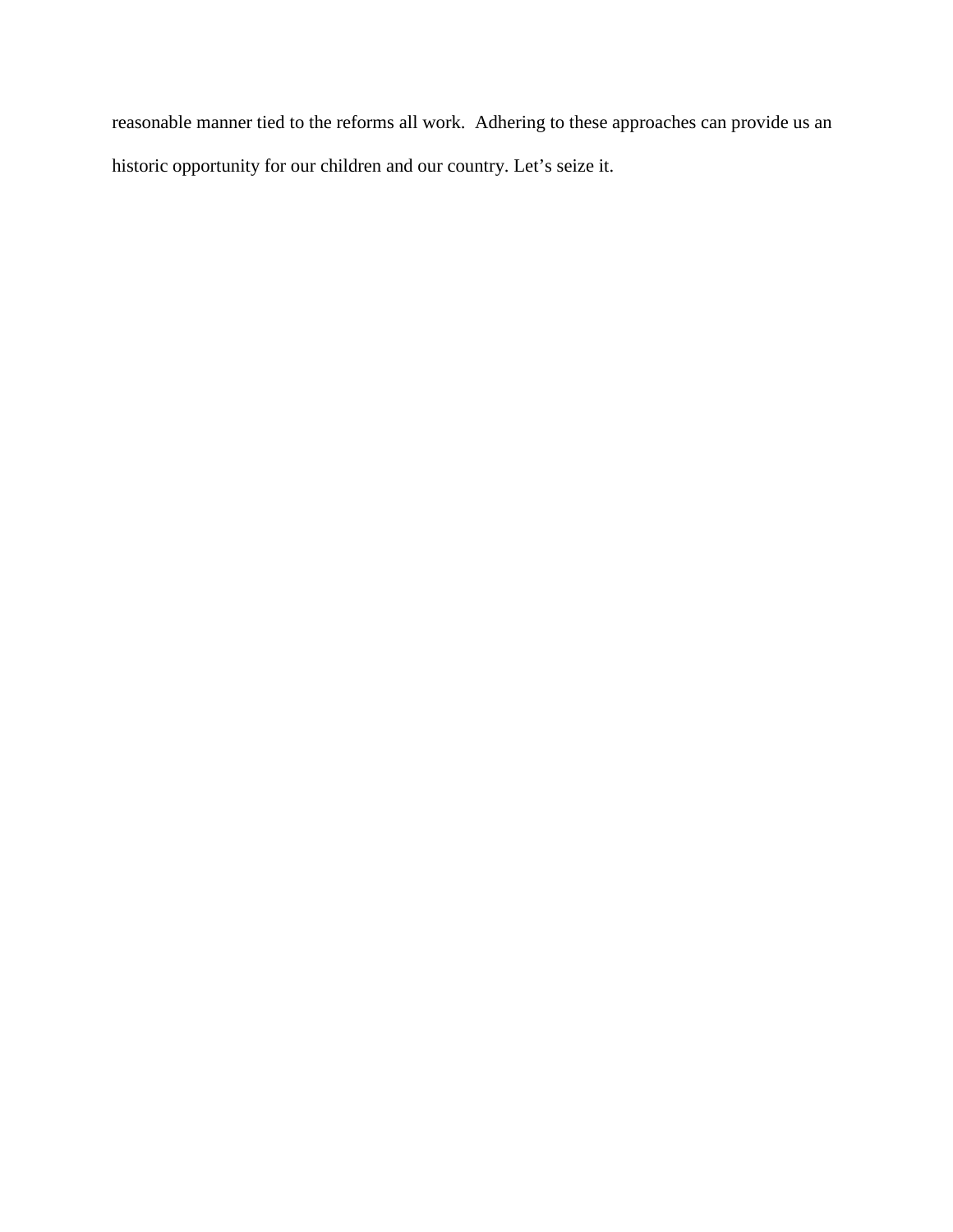reasonable manner tied to the reforms all work.  Adhering to these approaches can provide us an historic opportunity for our children and our country. Let's seize it.